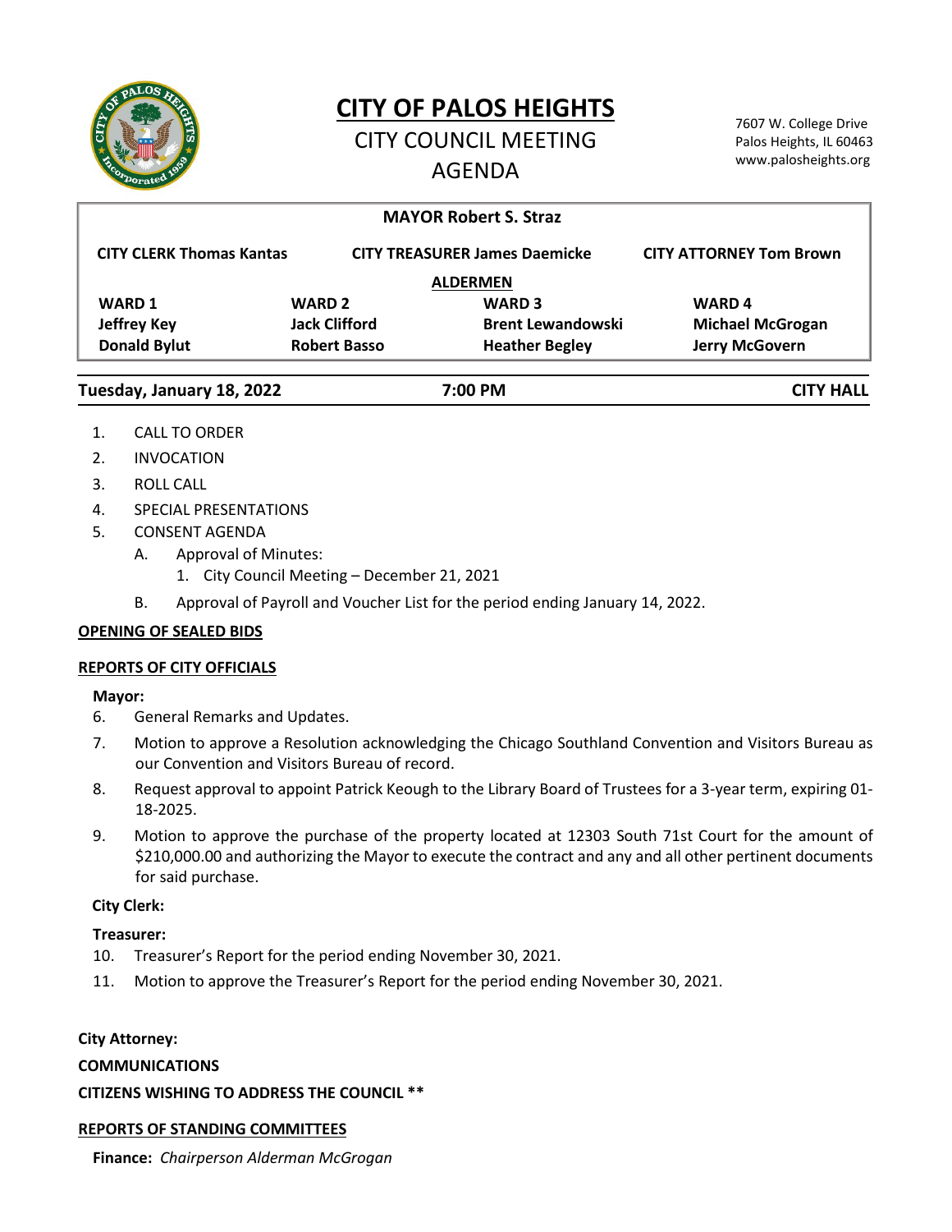# CITY OF PALOS HEIGHTS

## CITY COUNCIL MEETING AGENDA

7607 W. College Drive
Palos Heights, IL 60463
www.palosheights.org

**MAYOR Robert S. Straz**

**CITY CLERK Thomas Kantas** | **CITY TREASURER James Daemicke** | **CITY ATTORNEY Tom Brown**

**ALDERMEN**

| WARD 1 | WARD 2 | WARD 3 | WARD 4 |
|---|---|---|---|
| **Jeffrey Key** | **Jack Clifford** | **Brent Lewandowski** | **Michael McGrogan** |
| **Donald Bylut** | **Robert Basso** | **Heather Begley** | **Jerry McGovern** |

**Tuesday, January 18, 2022** | **7:00 PM** | **CITY HALL**

1. CALL TO ORDER
2. INVOCATION
3. ROLL CALL
4. SPECIAL PRESENTATIONS
5. CONSENT AGENDA
   - A. Approval of Minutes:
     1. City Council Meeting – December 21, 2021
   - B. Approval of Payroll and Voucher List for the period ending January 14, 2022.

**OPENING OF SEALED BIDS**

**REPORTS OF CITY OFFICIALS**

**Mayor:**

6. General Remarks and Updates.
7. Motion to approve a Resolution acknowledging the Chicago Southland Convention and Visitors Bureau as our Convention and Visitors Bureau of record.
8. Request approval to appoint Patrick Keough to the Library Board of Trustees for a 3-year term, expiring 01-18-2025.
9. Motion to approve the purchase of the property located at 12303 South 71st Court for the amount of $210,000.00 and authorizing the Mayor to execute the contract and any and all other pertinent documents for said purchase.

**City Clerk:**

**Treasurer:**

10. Treasurer's Report for the period ending November 30, 2021.
11. Motion to approve the Treasurer's Report for the period ending November 30, 2021.

**City Attorney:**

**COMMUNICATIONS**

**CITIZENS WISHING TO ADDRESS THE COUNCIL \*\***

**REPORTS OF STANDING COMMITTEES**

**Finance:** *Chairperson Alderman McGrogan*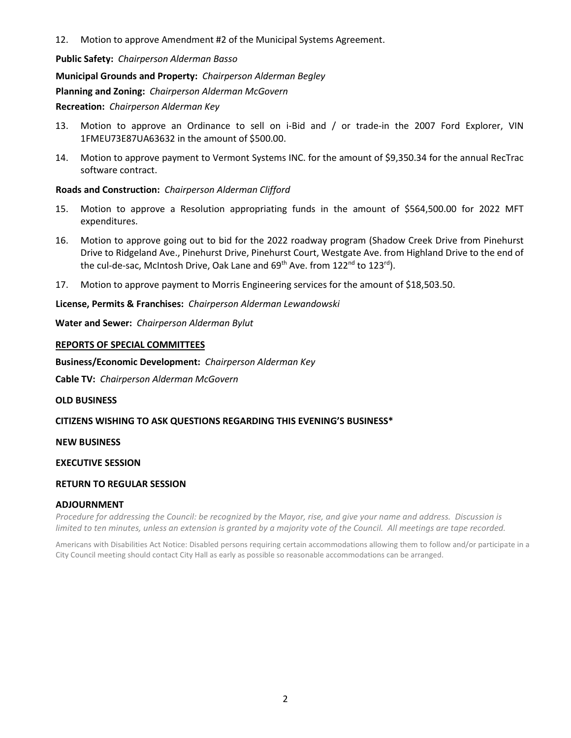12. Motion to approve Amendment #2 of the Municipal Systems Agreement.

**Public Safety:** *Chairperson Alderman Basso*

**Municipal Grounds and Property:** *Chairperson Alderman Begley*

**Planning and Zoning:** *Chairperson Alderman McGovern*

**Recreation:** *Chairperson Alderman Key*

13. Motion to approve an Ordinance to sell on i-Bid and / or trade-in the 2007 Ford Explorer, VIN 1FMEU73E87UA63632 in the amount of $500.00.

14. Motion to approve payment to Vermont Systems INC. for the amount of $9,350.34 for the annual RecTrac software contract.

**Roads and Construction:** *Chairperson Alderman Clifford*

15. Motion to approve a Resolution appropriating funds in the amount of $564,500.00 for 2022 MFT expenditures.

16. Motion to approve going out to bid for the 2022 roadway program (Shadow Creek Drive from Pinehurst Drive to Ridgeland Ave., Pinehurst Drive, Pinehurst Court, Westgate Ave. from Highland Drive to the end of the cul-de-sac, McIntosh Drive, Oak Lane and 69th Ave. from 122nd to 123rd).

17. Motion to approve payment to Morris Engineering services for the amount of $18,503.50.

**License, Permits & Franchises:** *Chairperson Alderman Lewandowski*

**Water and Sewer:** *Chairperson Alderman Bylut*

**REPORTS OF SPECIAL COMMITTEES**

**Business/Economic Development:** *Chairperson Alderman Key*

**Cable TV:** *Chairperson Alderman McGovern*

**OLD BUSINESS**

**CITIZENS WISHING TO ASK QUESTIONS REGARDING THIS EVENING'S BUSINESS***

**NEW BUSINESS**

**EXECUTIVE SESSION**

**RETURN TO REGULAR SESSION**

**ADJOURNMENT**

*Procedure for addressing the Council: be recognized by the Mayor, rise, and give your name and address. Discussion is limited to ten minutes, unless an extension is granted by a majority vote of the Council. All meetings are tape recorded.*

Americans with Disabilities Act Notice: Disabled persons requiring certain accommodations allowing them to follow and/or participate in a City Council meeting should contact City Hall as early as possible so reasonable accommodations can be arranged.